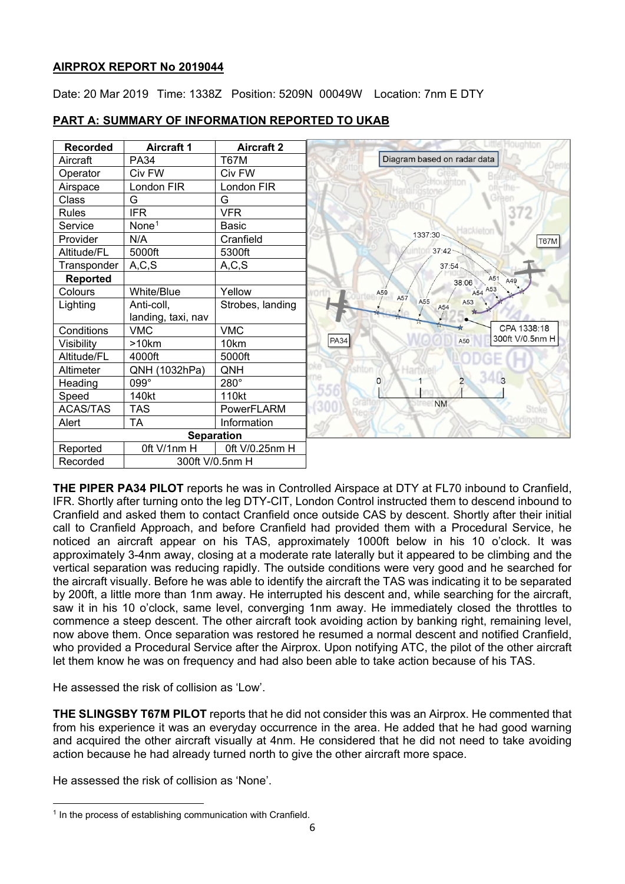**AIRPROX REPORT No 2019044**

Date: 20 Mar 2019 Time: 1338Z Position: 5209N 00049W Location: 7nm E DTY

**PART A: SUMMARY OF INFORMATION REPORTED TO UKAB**

| Recorded | Aircraft 1 | Aircraft 2 |
|---|---|---|
| Aircraft | PA34 | T67M |
| Operator | Civ FW | Civ FW |
| Airspace | London FIR | London FIR |
| Class | G | G |
| Rules | IFR | VFR |
| Service | None[1] | Basic |
| Provider | N/A | Cranfield |
| Altitude/FL | 5000ft | 5300ft |
| Transponder | A,C,S | A,C,S |
| **Reported** | | |
| Colours | White/Blue | Yellow |
| Lighting | Anti-coll, landing, taxi, nav | Strobes, landing |
| Conditions | VMC | VMC |
| Visibility | >10km | 10km |
| Altitude/FL | 4000ft | 5000ft |
| Altimeter | QNH (1032hPa) | QNH |
| Heading | 099° | 280° |
| Speed | 140kt | 110kt |
| ACAS/TAS | TAS | PowerFLARM |
| Alert | TA | Information |
| **Separation** | | |
| Reported | 0ft V/1nm H | 0ft V/0.25nm H |
| Recorded | 300ft V/0.5nm H | |

Diagram based on radar data

**THE PIPER PA34 PILOT** reports he was in Controlled Airspace at DTY at FL70 inbound to Cranfield, IFR. Shortly after turning onto the leg DTY-CIT, London Control instructed them to descend inbound to Cranfield and asked them to contact Cranfield once outside CAS by descent. Shortly after their initial call to Cranfield Approach, and before Cranfield had provided them with a Procedural Service, he noticed an aircraft appear on his TAS, approximately 1000ft below in his 10 o'clock. It was approximately 3-4nm away, closing at a moderate rate laterally but it appeared to be climbing and the vertical separation was reducing rapidly. The outside conditions were very good and he searched for the aircraft visually. Before he was able to identify the aircraft the TAS was indicating it to be separated by 200ft, a little more than 1nm away. He interrupted his descent and, while searching for the aircraft, saw it in his 10 o'clock, same level, converging 1nm away. He immediately closed the throttles to commence a steep descent. The other aircraft took avoiding action by banking right, remaining level, now above them. Once separation was restored he resumed a normal descent and notified Cranfield, who provided a Procedural Service after the Airprox. Upon notifying ATC, the pilot of the other aircraft let them know he was on frequency and had also been able to take action because of his TAS.

He assessed the risk of collision as 'Low'.

**THE SLINGSBY T67M PILOT** reports that he did not consider this was an Airprox. He commented that from his experience it was an everyday occurrence in the area. He added that he had good warning and acquired the other aircraft visually at 4nm. He considered that he did not need to take avoiding action because he had already turned north to give the other aircraft more space.

He assessed the risk of collision as 'None'.

[1] In the process of establishing communication with Cranfield.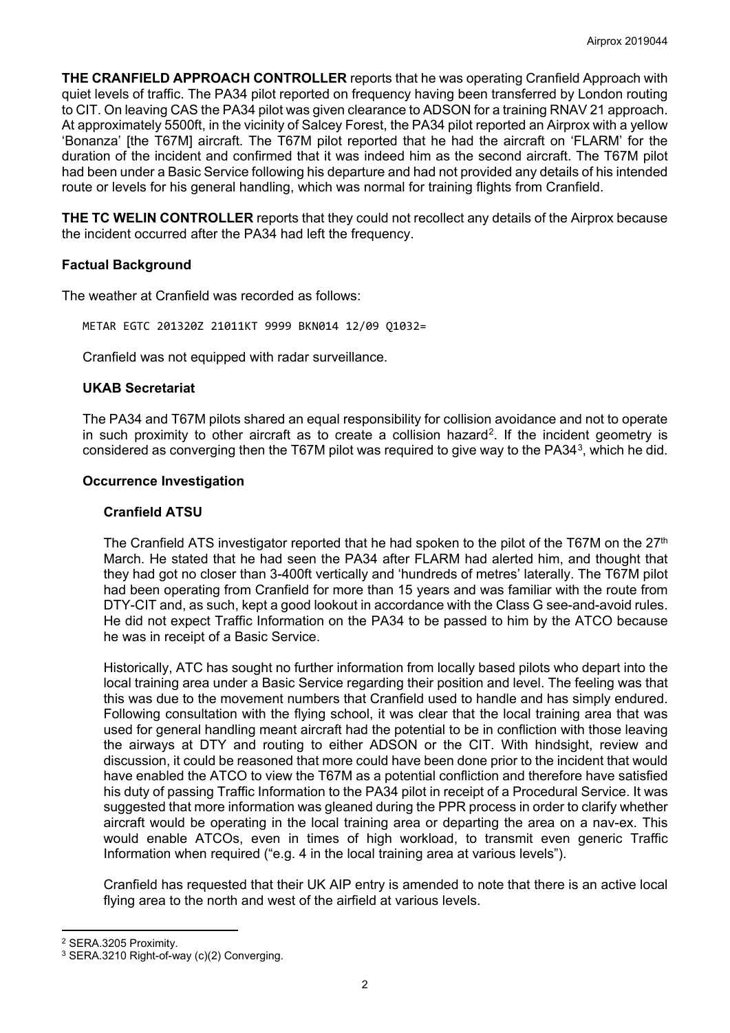**THE CRANFIELD APPROACH CONTROLLER** reports that he was operating Cranfield Approach with quiet levels of traffic. The PA34 pilot reported on frequency having been transferred by London routing to CIT. On leaving CAS the PA34 pilot was given clearance to ADSON for a training RNAV 21 approach. At approximately 5500ft, in the vicinity of Salcey Forest, the PA34 pilot reported an Airprox with a yellow 'Bonanza' [the T67M] aircraft. The T67M pilot reported that he had the aircraft on 'FLARM' for the duration of the incident and confirmed that it was indeed him as the second aircraft. The T67M pilot had been under a Basic Service following his departure and had not provided any details of his intended route or levels for his general handling, which was normal for training flights from Cranfield.

**THE TC WELIN CONTROLLER** reports that they could not recollect any details of the Airprox because the incident occurred after the PA34 had left the frequency.

## Factual Background

The weather at Cranfield was recorded as follows:

```
METAR EGTC 201320Z 21011KT 9999 BKN014 12/09 Q1032=
```

Cranfield was not equipped with radar surveillance.

### UKAB Secretariat

The PA34 and T67M pilots shared an equal responsibility for collision avoidance and not to operate in such proximity to other aircraft as to create a collision hazard[2]. If the incident geometry is considered as converging then the T67M pilot was required to give way to the PA34[3], which he did.

## Occurrence Investigation

### Cranfield ATSU

The Cranfield ATS investigator reported that he had spoken to the pilot of the T67M on the 27th March. He stated that he had seen the PA34 after FLARM had alerted him, and thought that they had got no closer than 3-400ft vertically and 'hundreds of metres' laterally. The T67M pilot had been operating from Cranfield for more than 15 years and was familiar with the route from DTY-CIT and, as such, kept a good lookout in accordance with the Class G see-and-avoid rules. He did not expect Traffic Information on the PA34 to be passed to him by the ATCO because he was in receipt of a Basic Service.

Historically, ATC has sought no further information from locally based pilots who depart into the local training area under a Basic Service regarding their position and level. The feeling was that this was due to the movement numbers that Cranfield used to handle and has simply endured. Following consultation with the flying school, it was clear that the local training area that was used for general handling meant aircraft had the potential to be in confliction with those leaving the airways at DTY and routing to either ADSON or the CIT. With hindsight, review and discussion, it could be reasoned that more could have been done prior to the incident that would have enabled the ATCO to view the T67M as a potential confliction and therefore have satisfied his duty of passing Traffic Information to the PA34 pilot in receipt of a Procedural Service. It was suggested that more information was gleaned during the PPR process in order to clarify whether aircraft would be operating in the local training area or departing the area on a nav-ex. This would enable ATCOs, even in times of high workload, to transmit even generic Traffic Information when required ("e.g. 4 in the local training area at various levels").

Cranfield has requested that their UK AIP entry is amended to note that there is an active local flying area to the north and west of the airfield at various levels.

---

[2] SERA.3205 Proximity.

[3] SERA.3210 Right-of-way (c)(2) Converging.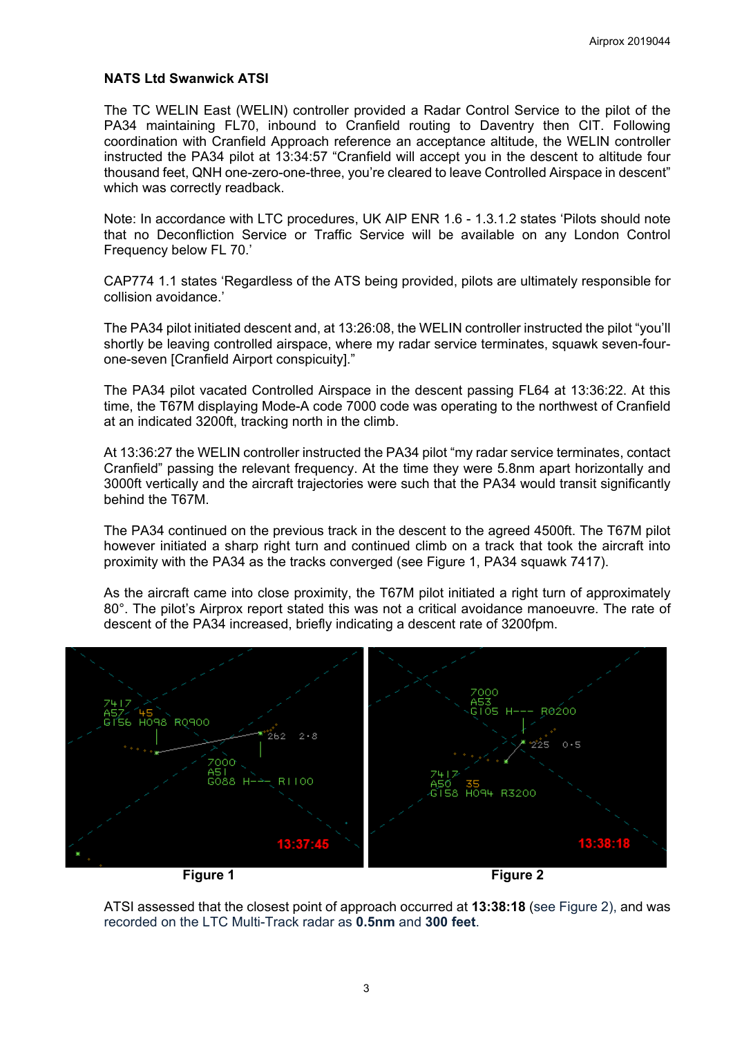**NATS Ltd Swanwick ATSI**

The TC WELIN East (WELIN) controller provided a Radar Control Service to the pilot of the PA34 maintaining FL70, inbound to Cranfield routing to Daventry then CIT. Following coordination with Cranfield Approach reference an acceptance altitude, the WELIN controller instructed the PA34 pilot at 13:34:57 "Cranfield will accept you in the descent to altitude four thousand feet, QNH one-zero-one-three, you're cleared to leave Controlled Airspace in descent" which was correctly readback.

Note: In accordance with LTC procedures, UK AIP ENR 1.6 - 1.3.1.2 states 'Pilots should note that no Deconfliction Service or Traffic Service will be available on any London Control Frequency below FL 70.'

CAP774 1.1 states 'Regardless of the ATS being provided, pilots are ultimately responsible for collision avoidance.'

The PA34 pilot initiated descent and, at 13:26:08, the WELIN controller instructed the pilot "you'll shortly be leaving controlled airspace, where my radar service terminates, squawk seven-four-one-seven [Cranfield Airport conspicuity]."

The PA34 pilot vacated Controlled Airspace in the descent passing FL64 at 13:36:22. At this time, the T67M displaying Mode-A code 7000 code was operating to the northwest of Cranfield at an indicated 3200ft, tracking north in the climb.

At 13:36:27 the WELIN controller instructed the PA34 pilot "my radar service terminates, contact Cranfield" passing the relevant frequency. At the time they were 5.8nm apart horizontally and 3000ft vertically and the aircraft trajectories were such that the PA34 would transit significantly behind the T67M.

The PA34 continued on the previous track in the descent to the agreed 4500ft. The T67M pilot however initiated a sharp right turn and continued climb on a track that took the aircraft into proximity with the PA34 as the tracks converged (see Figure 1, PA34 squawk 7417).

As the aircraft came into close proximity, the T67M pilot initiated a right turn of approximately 80°. The pilot's Airprox report stated this was not a critical avoidance manoeuvre. The rate of descent of the PA34 increased, briefly indicating a descent rate of 3200fpm.

Figure 1

Figure 2

ATSI assessed that the closest point of approach occurred at **13:38:18** (see Figure 2), and was recorded on the LTC Multi-Track radar as **0.5nm** and **300 feet**.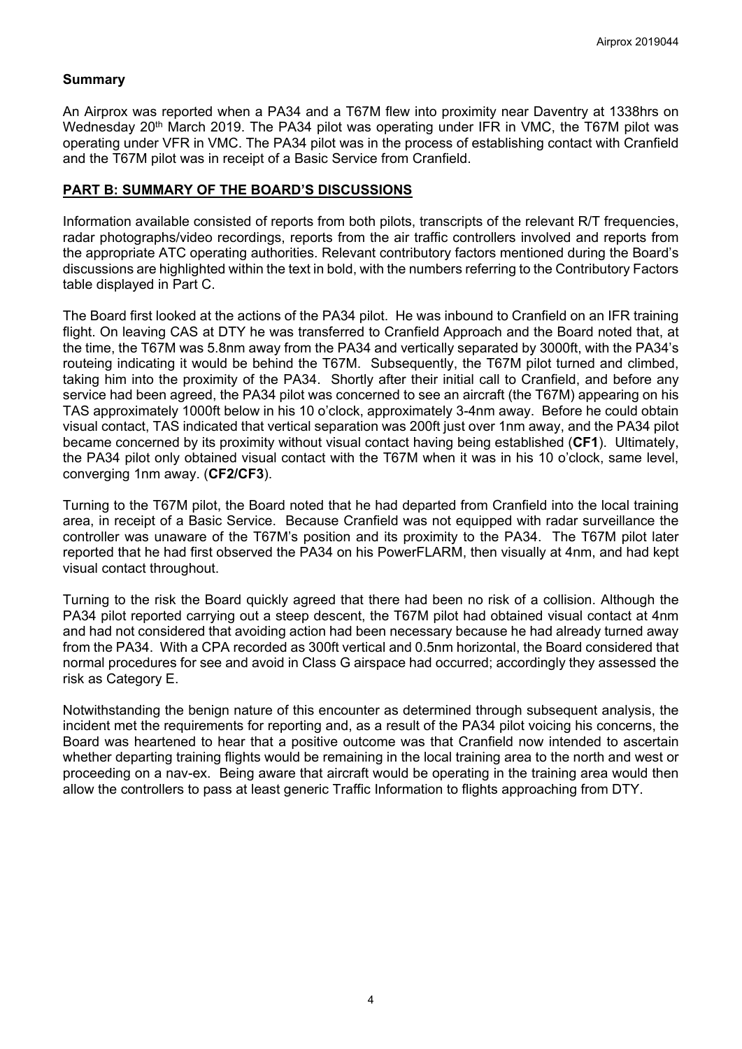## Summary

An Airprox was reported when a PA34 and a T67M flew into proximity near Daventry at 1338hrs on Wednesday 20th March 2019. The PA34 pilot was operating under IFR in VMC, the T67M pilot was operating under VFR in VMC. The PA34 pilot was in the process of establishing contact with Cranfield and the T67M pilot was in receipt of a Basic Service from Cranfield.

## PART B: SUMMARY OF THE BOARD'S DISCUSSIONS

Information available consisted of reports from both pilots, transcripts of the relevant R/T frequencies, radar photographs/video recordings, reports from the air traffic controllers involved and reports from the appropriate ATC operating authorities. Relevant contributory factors mentioned during the Board's discussions are highlighted within the text in bold, with the numbers referring to the Contributory Factors table displayed in Part C.

The Board first looked at the actions of the PA34 pilot. He was inbound to Cranfield on an IFR training flight. On leaving CAS at DTY he was transferred to Cranfield Approach and the Board noted that, at the time, the T67M was 5.8nm away from the PA34 and vertically separated by 3000ft, with the PA34's routeing indicating it would be behind the T67M. Subsequently, the T67M pilot turned and climbed, taking him into the proximity of the PA34. Shortly after their initial call to Cranfield, and before any service had been agreed, the PA34 pilot was concerned to see an aircraft (the T67M) appearing on his TAS approximately 1000ft below in his 10 o'clock, approximately 3-4nm away. Before he could obtain visual contact, TAS indicated that vertical separation was 200ft just over 1nm away, and the PA34 pilot became concerned by its proximity without visual contact having being established (**CF1**). Ultimately, the PA34 pilot only obtained visual contact with the T67M when it was in his 10 o'clock, same level, converging 1nm away. (**CF2/CF3**).

Turning to the T67M pilot, the Board noted that he had departed from Cranfield into the local training area, in receipt of a Basic Service. Because Cranfield was not equipped with radar surveillance the controller was unaware of the T67M's position and its proximity to the PA34. The T67M pilot later reported that he had first observed the PA34 on his PowerFLARM, then visually at 4nm, and had kept visual contact throughout.

Turning to the risk the Board quickly agreed that there had been no risk of a collision. Although the PA34 pilot reported carrying out a steep descent, the T67M pilot had obtained visual contact at 4nm and had not considered that avoiding action had been necessary because he had already turned away from the PA34. With a CPA recorded as 300ft vertical and 0.5nm horizontal, the Board considered that normal procedures for see and avoid in Class G airspace had occurred; accordingly they assessed the risk as Category E.

Notwithstanding the benign nature of this encounter as determined through subsequent analysis, the incident met the requirements for reporting and, as a result of the PA34 pilot voicing his concerns, the Board was heartened to hear that a positive outcome was that Cranfield now intended to ascertain whether departing training flights would be remaining in the local training area to the north and west or proceeding on a nav-ex. Being aware that aircraft would be operating in the training area would then allow the controllers to pass at least generic Traffic Information to flights approaching from DTY.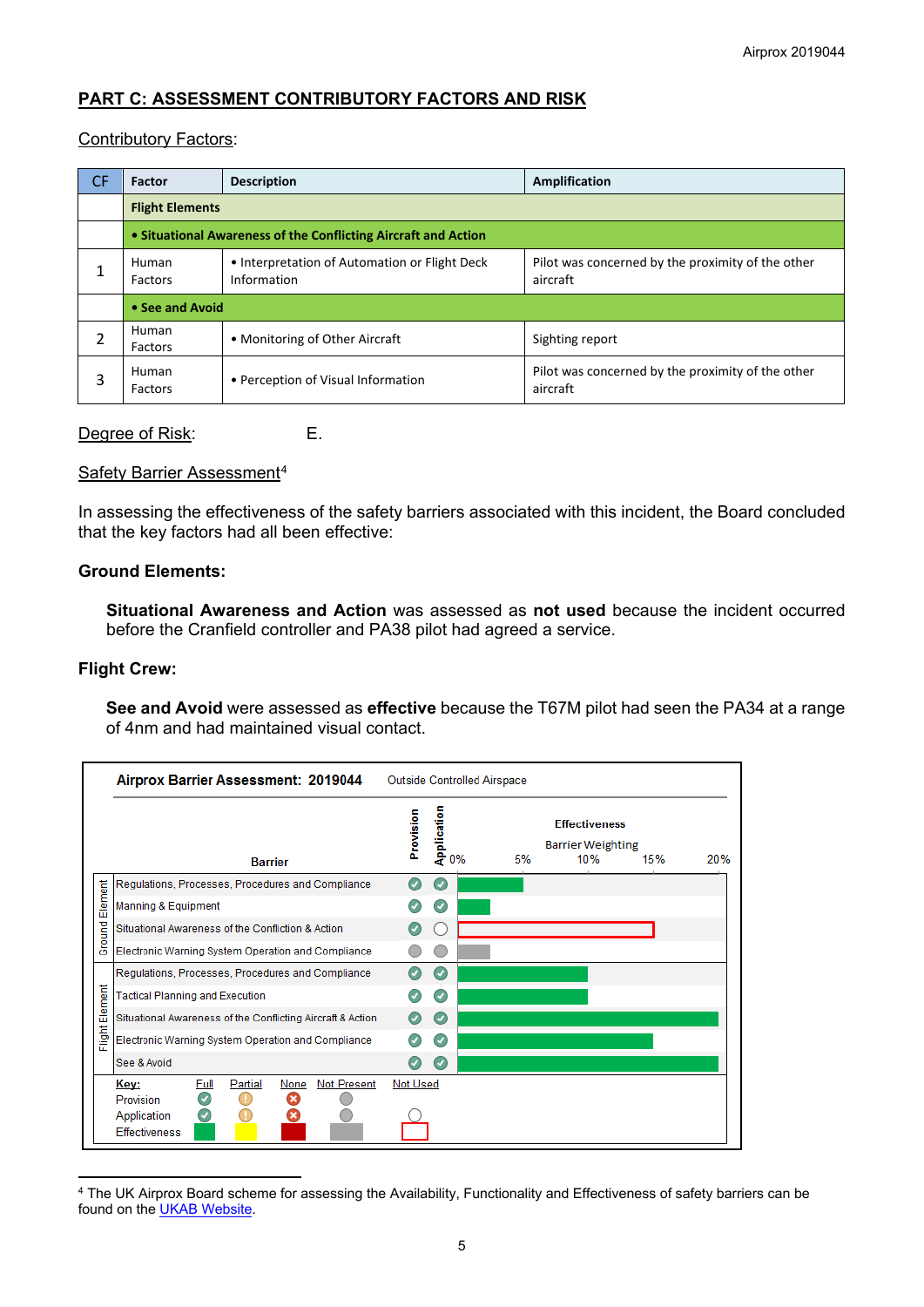## PART C: ASSESSMENT CONTRIBUTORY FACTORS AND RISK

Contributory Factors:

| CF | Factor | Description | Amplification |
|---|---|---|---|
| | **Flight Elements** | | |
| | **• Situational Awareness of the Conflicting Aircraft and Action** | | |
| 1 | Human Factors | • Interpretation of Automation or Flight Deck Information | Pilot was concerned by the proximity of the other aircraft |
| | **• See and Avoid** | | |
| 2 | Human Factors | • Monitoring of Other Aircraft | Sighting report |
| 3 | Human Factors | • Perception of Visual Information | Pilot was concerned by the proximity of the other aircraft |

Degree of Risk: E.

Safety Barrier Assessment[4]

In assessing the effectiveness of the safety barriers associated with this incident, the Board concluded that the key factors had all been effective:

**Ground Elements:**

**Situational Awareness and Action** was assessed as **not used** because the incident occurred before the Cranfield controller and PA38 pilot had agreed a service.

**Flight Crew:**

**See and Avoid** were assessed as **effective** because the T67M pilot had seen the PA34 at a range of 4nm and had maintained visual contact.

Airprox Barrier Assessment: 2019044

Outside Controlled Airspace

Barrier

Provision

Application

Effectiveness

Barrier Weighting

0% 5% 10% 15% 20%

Ground Element

Regulations, Processes, Procedures and Compliance

Manning & Equipment

Situational Awareness of the Confliction & Action

Electronic Warning System Operation and Compliance

Flight Element

Regulations, Processes, Procedures and Compliance

Tactical Planning and Execution

Situational Awareness of the Conflicting Aircraft & Action

Electronic Warning System Operation and Compliance

See & Avoid

Key: Full Partial None Not Present Not Used

Provision

Application

Effectiveness

[4] The UK Airprox Board scheme for assessing the Availability, Functionality and Effectiveness of safety barriers can be found on the UKAB Website.